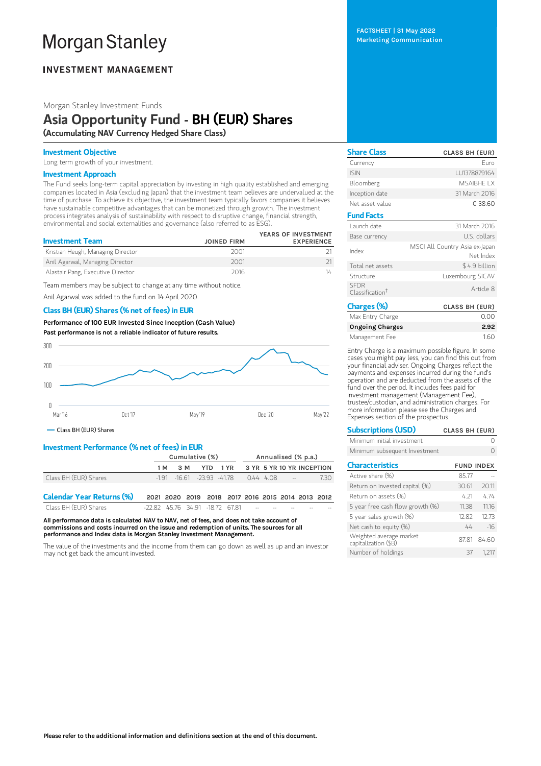# Morgan Stanley

## INVESTMENT MANAGEMENT

FACTSHEET | 31 May 2022
Marketing Communication

Morgan Stanley Investment Funds

# Asia Opportunity Fund - BH (EUR) Shares

**(Accumulating NAV Currency Hedged Share Class)**

### Investment Objective

Long term growth of your investment.

### Investment Approach

The Fund seeks long-term capital appreciation by investing in high quality established and emerging companies located in Asia (excluding Japan) that the investment team believes are undervalued at the time of purchase. To achieve its objective, the investment team typically favors companies it believes have sustainable competitive advantages that can be monetized through growth. The investment process integrates analysis of sustainability with respect to disruptive change, financial strength, environmental and social externalities and governance (also referred to as ESG).

| Investment Team | JOINED FIRM | YEARS OF INVESTMENT EXPERIENCE |
|---|---|---|
| Kristian Heugh, Managing Director | 2001 | 21 |
| Anil Agarwal, Managing Director | 2001 | 21 |
| Alastair Pang, Executive Director | 2016 | 14 |

Team members may be subject to change at any time without notice.

Anil Agarwal was added to the fund on 14 April 2020.

### Class BH (EUR) Shares (% net of fees) in EUR

**Performance of 100 EUR Invested Since Inception (Cash Value)**

**Past performance is not a reliable indicator of future results.**

— Class BH (EUR) Shares

### Investment Performance (% net of fees) in EUR

| | Cumulative (%) | | | | Annualised (% p.a.) | | | |
|---|---|---|---|---|---|---|---|---|
| | 1 M | 3 M | YTD | 1 YR | 3 YR | 5 YR | 10 YR | INCEPTION |
| Class BH (EUR) Shares | -1.91 | -16.61 | -23.93 | -41.78 | 0.44 | 4.08 | -- | 7.30 |

| Calendar Year Returns (%) | 2021 | 2020 | 2019 | 2018 | 2017 | 2016 | 2015 | 2014 | 2013 | 2012 |
|---|---|---|---|---|---|---|---|---|---|---|
| Class BH (EUR) Shares | -22.82 | 45.76 | 34.91 | -18.72 | 67.81 | -- | -- | -- | -- | -- |

**All performance data is calculated NAV to NAV, net of fees, and does not take account of commissions and costs incurred on the issue and redemption of units. The sources for all performance and Index data is Morgan Stanley Investment Management.**

The value of the investments and the income from them can go down as well as up and an investor may not get back the amount invested.

| Share Class | CLASS BH (EUR) |
|---|---|
| Currency | Euro |
| ISIN | LU1378879164 |
| Bloomberg | MSAIBHE LX |
| Inception date | 31 March 2016 |
| Net asset value | € 38.60 |

| Fund Facts | |
|---|---|
| Launch date | 31 March 2016 |
| Base currency | U.S. dollars |
| Index | MSCI All Country Asia ex-Japan Net Index |
| Total net assets | $ 4.9 billion |
| Structure | Luxembourg SICAV |
| SFDR Classification† | Article 8 |

| Charges (%) | CLASS BH (EUR) |
|---|---|
| Max Entry Charge | 0.00 |
| **Ongoing Charges** | **2.92** |
| Management Fee | 1.60 |

Entry Charge is a maximum possible figure. In some cases you might pay less, you can find this out from your financial adviser. Ongoing Charges reflect the payments and expenses incurred during the fund's operation and are deducted from the assets of the fund over the period. It includes fees paid for investment management (Management Fee), trustee/custodian, and administration charges. For more information please see the Charges and Expenses section of the prospectus.

| Subscriptions (USD) | CLASS BH (EUR) |
|---|---|
| Minimum initial investment | 0 |
| Minimum subsequent Investment | 0 |

| Characteristics | FUND | INDEX |
|---|---|---|
| Active share (%) | 85.77 | -- |
| Return on invested capital (%) | 30.61 | 20.11 |
| Return on assets (%) | 4.21 | 4.74 |
| 5 year free cash flow growth (%) | 11.38 | 11.16 |
| 5 year sales growth (%) | 12.82 | 12.73 |
| Net cash to equity (%) | 44 | -16 |
| Weighted average market capitalization ($B) | 87.81 | 84.60 |
| Number of holdings | 37 | 1,217 |

**Please refer to the additional information and definitions section at the end of this document.**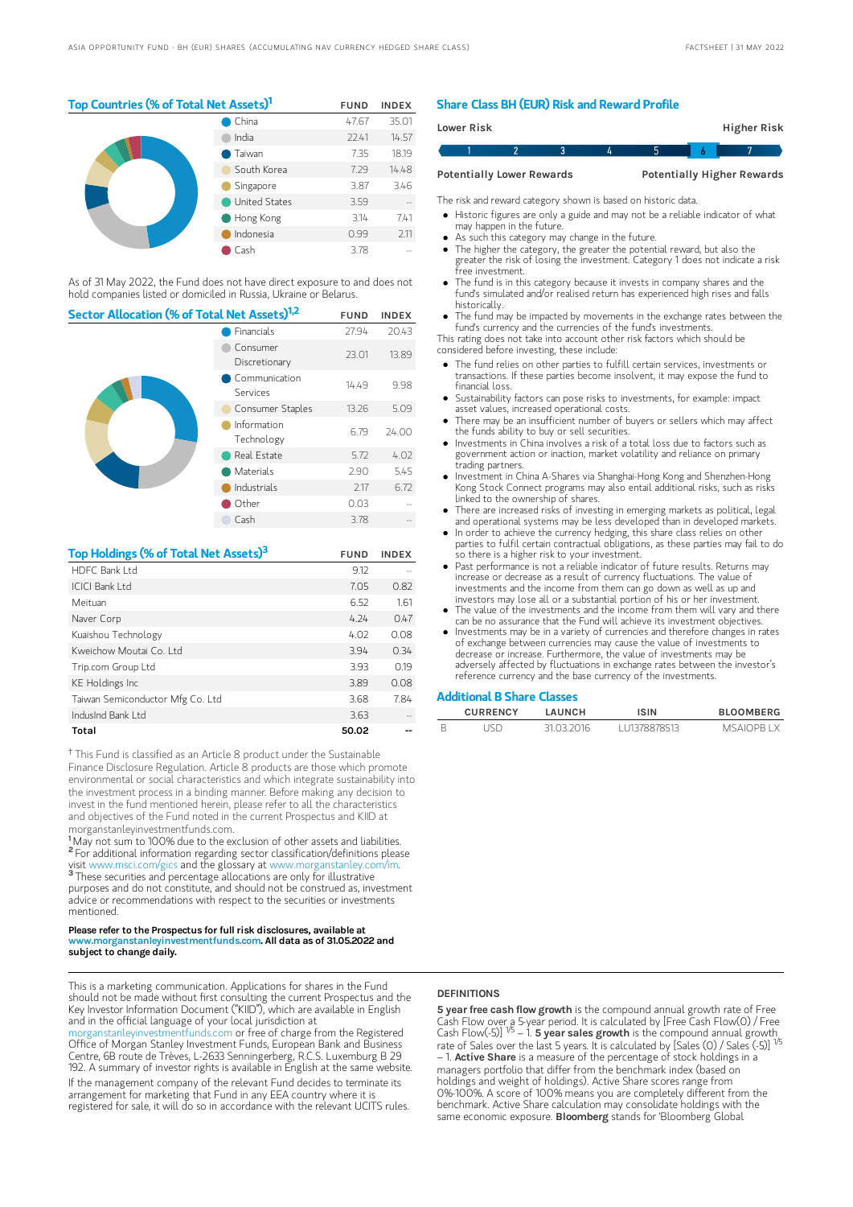## Top Countries (% of Total Net Assets)[1]

| | FUND | INDEX |
|---|---|---|
| China | 47.67 | 35.01 |
| India | 22.41 | 14.57 |
| Taiwan | 7.35 | 18.19 |
| South Korea | 7.29 | 14.48 |
| Singapore | 3.87 | 3.46 |
| United States | 3.59 | -- |
| Hong Kong | 3.14 | 7.41 |
| Indonesia | 0.99 | 2.11 |
| Cash | 3.78 | -- |

As of 31 May 2022, the Fund does not have direct exposure to and does not hold companies listed or domiciled in Russia, Ukraine or Belarus.

## Sector Allocation (% of Total Net Assets)[1,2]

| | FUND | INDEX |
|---|---|---|
| Financials | 27.94 | 20.43 |
| Consumer Discretionary | 23.01 | 13.89 |
| Communication Services | 14.49 | 9.98 |
| Consumer Staples | 13.26 | 5.09 |
| Information Technology | 6.79 | 24.00 |
| Real Estate | 5.72 | 4.02 |
| Materials | 2.90 | 5.45 |
| Industrials | 2.17 | 6.72 |
| Other | 0.03 | -- |
| Cash | 3.78 | -- |

## Top Holdings (% of Total Net Assets)[3]

| | FUND | INDEX |
|---|---|---|
| HDFC Bank Ltd | 9.12 | -- |
| ICICI Bank Ltd | 7.05 | 0.82 |
| Meituan | 6.52 | 1.61 |
| Naver Corp | 4.24 | 0.47 |
| Kuaishou Technology | 4.02 | 0.08 |
| Kweichow Moutai Co. Ltd | 3.94 | 0.34 |
| Trip.com Group Ltd | 3.93 | 0.19 |
| KE Holdings Inc | 3.89 | 0.08 |
| Taiwan Semiconductor Mfg Co. Ltd | 3.68 | 7.84 |
| IndusInd Bank Ltd | 3.63 | -- |
| **Total** | **50.02** | **--** |

† This Fund is classified as an Article 8 product under the Sustainable Finance Disclosure Regulation. Article 8 products are those which promote environmental or social characteristics and which integrate sustainability into the investment process in a binding manner. Before making any decision to invest in the fund mentioned herein, please refer to all the characteristics and objectives of the Fund noted in the current Prospectus and KIID at morganstanleyinvestmentfunds.com.

[1] May not sum to 100% due to the exclusion of other assets and liabilities.
[2] For additional information regarding sector classification/definitions please visit www.msci.com/gics and the glossary at www.morganstanley.com/im.
[3] These securities and percentage allocations are only for illustrative purposes and do not constitute, and should not be construed as, investment advice or recommendations with respect to the securities or investments mentioned.

**Please refer to the Prospectus for full risk disclosures, available at www.morganstanleyinvestmentfunds.com. All data as of 31.05.2022 and subject to change daily.**

## Share Class BH (EUR) Risk and Reward Profile

| Lower Risk | | | | | | Higher Risk |
|---|---|---|---|---|---|---|
| 1 | 2 | 3 | 4 | 5 | **6** | 7 |
| Potentially Lower Rewards | | | | | | Potentially Higher Rewards |

The risk and reward category shown is based on historic data.

- Historic figures are only a guide and may not be a reliable indicator of what may happen in the future.
- As such this category may change in the future.
- The higher the category, the greater the potential reward, but also the greater the risk of losing the investment. Category 1 does not indicate a risk free investment.
- The fund is in this category because it invests in company shares and the fund's simulated and/or realised return has experienced high rises and falls historically.
- The fund may be impacted by movements in the exchange rates between the fund's currency and the currencies of the fund's investments.

This rating does not take into account other risk factors which should be considered before investing, these include:

- The fund relies on other parties to fulfill certain services, investments or transactions. If these parties become insolvent, it may expose the fund to financial loss.
- Sustainability factors can pose risks to investments, for example: impact asset values, increased operational costs.
- There may be an insufficient number of buyers or sellers which may affect the funds ability to buy or sell securities.
- Investments in China involves a risk of a total loss due to factors such as government action or inaction, market volatility and reliance on primary trading partners.
- Investment in China A-Shares via Shanghai-Hong Kong and Shenzhen-Hong Kong Stock Connect programs may also entail additional risks, such as risks linked to the ownership of shares.
- There are increased risks of investing in emerging markets as political, legal and operational systems may be less developed than in developed markets.
- In order to achieve the currency hedging, this share class relies on other parties to fulfil certain contractual obligations, as these parties may fail to do so there is a higher risk to your investment.
- Past performance is not a reliable indicator of future results. Returns may increase or decrease as a result of currency fluctuations. The value of investments and the income from them can go down as well as up and investors may lose all or a substantial portion of his or her investment.
- The value of the investments and the income from them will vary and there can be no assurance that the Fund will achieve its investment objectives.
- Investments may be in a variety of currencies and therefore changes in rates of exchange between currencies may cause the value of investments to decrease or increase. Furthermore, the value of investments may be adversely affected by fluctuations in exchange rates between the investor's reference currency and the base currency of the investments.

## Additional B Share Classes

| | CURRENCY | LAUNCH | ISIN | BLOOMBERG |
|---|---|---|---|---|
| B | USD | 31.03.2016 | LU1378878513 | MSAIOPB LX |

This is a marketing communication. Applications for shares in the Fund should not be made without first consulting the current Prospectus and the Key Investor Information Document ("KIID"), which are available in English and in the official language of your local jurisdiction at morganstanleyinvestmentfunds.com or free of charge from the Registered Office of Morgan Stanley Investment Funds, European Bank and Business Centre, 6B route de Trèves, L-2633 Senningerberg, R.C.S. Luxemburg B 29 192. A summary of investor rights is available in English at the same website.

If the management company of the relevant Fund decides to terminate its arrangement for marketing that Fund in any EEA country where it is registered for sale, it will do so in accordance with the relevant UCITS rules.

### DEFINITIONS

**5 year free cash flow growth** is the compound annual growth rate of Free Cash Flow over a 5-year period. It is calculated by [Free Cash Flow(0) / Free Cash Flow(-5)] $^{1/5}$ – 1. **5 year sales growth** is the compound annual growth rate of Sales over the last 5 years. It is calculated by [Sales (0) / Sales (-5)] $^{1/5}$ – 1. **Active Share** is a measure of the percentage of stock holdings in a managers portfolio that differ from the benchmark index (based on holdings and weight of holdings). Active Share scores range from 0%-100%. A score of 100% means you are completely different from the benchmark. Active Share calculation may consolidate holdings with the same economic exposure. **Bloomberg** stands for 'Bloomberg Global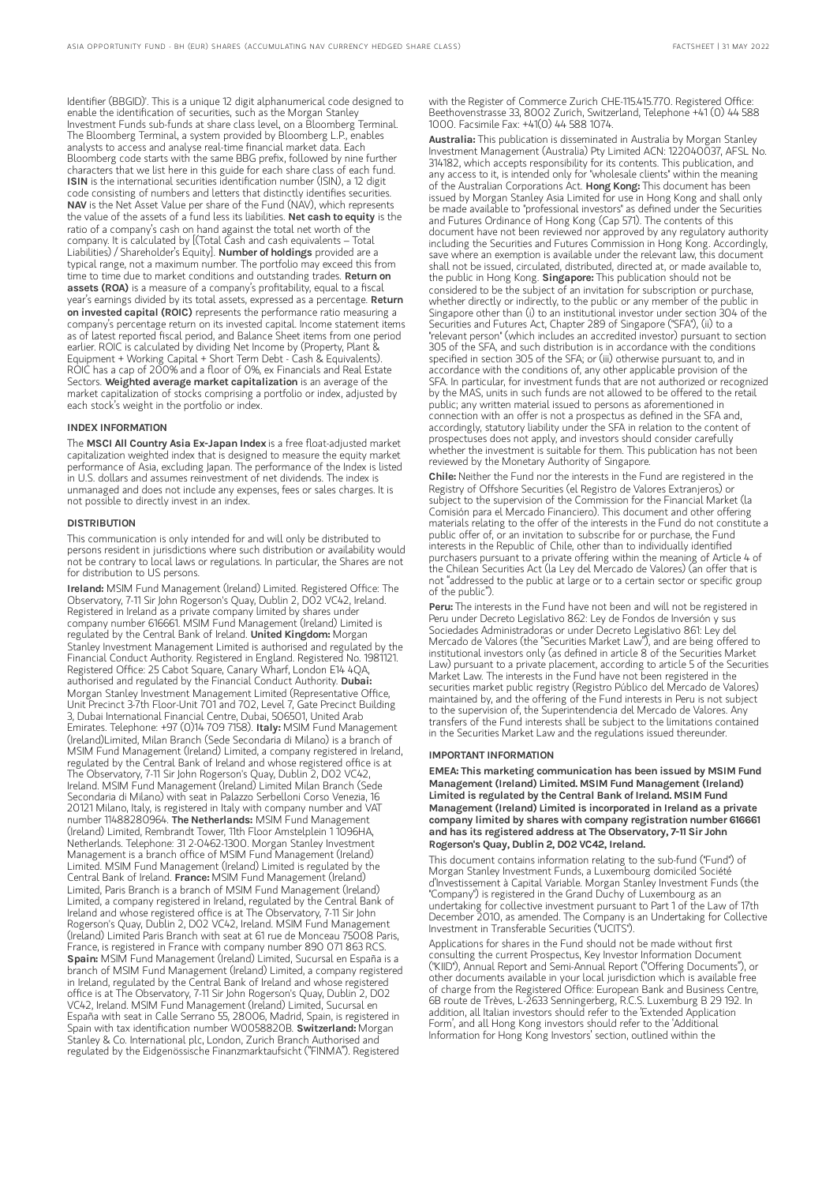Identifier (BBGID)'. This is a unique 12 digit alphanumerical code designed to enable the identification of securities, such as the Morgan Stanley Investment Funds sub-funds at share class level, on a Bloomberg Terminal. The Bloomberg Terminal, a system provided by Bloomberg L.P., enables analysts to access and analyse real-time financial market data. Each Bloomberg code starts with the same BBG prefix, followed by nine further characters that we list here in this guide for each share class of each fund. **ISIN** is the international securities identification number (ISIN), a 12 digit code consisting of numbers and letters that distinctly identifies securities. **NAV** is the Net Asset Value per share of the Fund (NAV), which represents the value of the assets of a fund less its liabilities. **Net cash to equity** is the ratio of a company's cash on hand against the total net worth of the company. It is calculated by [(Total Cash and cash equivalents – Total Liabilities) / Shareholder's Equity]. **Number of holdings** provided are a typical range, not a maximum number. The portfolio may exceed this from time to time due to market conditions and outstanding trades. **Return on assets (ROA)** is a measure of a company's profitability, equal to a fiscal year's earnings divided by its total assets, expressed as a percentage. **Return on invested capital (ROIC)** represents the performance ratio measuring a company's percentage return on its invested capital. Income statement items as of latest reported fiscal period, and Balance Sheet items from one period earlier. ROIC is calculated by dividing Net Income by (Property, Plant & Equipment + Working Capital + Short Term Debt - Cash & Equivalents). ROIC has a cap of 200% and a floor of 0%, ex Financials and Real Estate Sectors. **Weighted average market capitalization** is an average of the market capitalization of stocks comprising a portfolio or index, adjusted by each stock's weight in the portfolio or index.

## INDEX INFORMATION

The **MSCI All Country Asia Ex-Japan Index** is a free float-adjusted market capitalization weighted index that is designed to measure the equity market performance of Asia, excluding Japan. The performance of the Index is listed in U.S. dollars and assumes reinvestment of net dividends. The index is unmanaged and does not include any expenses, fees or sales charges. It is not possible to directly invest in an index.

## DISTRIBUTION

This communication is only intended for and will only be distributed to persons resident in jurisdictions where such distribution or availability would not be contrary to local laws or regulations. In particular, the Shares are not for distribution to US persons.

**Ireland:** MSIM Fund Management (Ireland) Limited. Registered Office: The Observatory, 7-11 Sir John Rogerson's Quay, Dublin 2, D02 VC42, Ireland. Registered in Ireland as a private company limited by shares under company number 616661. MSIM Fund Management (Ireland) Limited is regulated by the Central Bank of Ireland. **United Kingdom:** Morgan Stanley Investment Management Limited is authorised and regulated by the Financial Conduct Authority. Registered in England. Registered No. 1981121. Registered Office: 25 Cabot Square, Canary Wharf, London E14 4QA, authorised and regulated by the Financial Conduct Authority. **Dubai:** Morgan Stanley Investment Management Limited (Representative Office, Unit Precinct 3-7th Floor-Unit 701 and 702, Level 7, Gate Precinct Building 3, Dubai International Financial Centre, Dubai, 506501, United Arab Emirates. Telephone: +97 (0)14 709 7158). **Italy:** MSIM Fund Management (Ireland)Limited, Milan Branch (Sede Secondaria di Milano) is a branch of MSIM Fund Management (Ireland) Limited, a company registered in Ireland, regulated by the Central Bank of Ireland and whose registered office is at The Observatory, 7-11 Sir John Rogerson's Quay, Dublin 2, D02 VC42, Ireland. MSIM Fund Management (Ireland) Limited Milan Branch (Sede Secondaria di Milano) with seat in Palazzo Serbelloni Corso Venezia, 16 20121 Milano, Italy, is registered in Italy with company number and VAT number 11488280964. **The Netherlands:** MSIM Fund Management (Ireland) Limited, Rembrandt Tower, 11th Floor Amstelplein 1 1096HA, Netherlands. Telephone: 31 2-0462-1300. Morgan Stanley Investment Management is a branch office of MSIM Fund Management (Ireland) Limited. MSIM Fund Management (Ireland) Limited is regulated by the Central Bank of Ireland. **France:** MSIM Fund Management (Ireland) Limited, Paris Branch is a branch of MSIM Fund Management (Ireland) Limited, a company registered in Ireland, regulated by the Central Bank of Ireland and whose registered office is at The Observatory, 7-11 Sir John Rogerson's Quay, Dublin 2, D02 VC42, Ireland. MSIM Fund Management (Ireland) Limited Paris Branch with seat at 61 rue de Monceau 75008 Paris, France, is registered in France with company number 890 071 863 RCS. **Spain:** MSIM Fund Management (Ireland) Limited, Sucursal en España is a branch of MSIM Fund Management (Ireland) Limited, a company registered in Ireland, regulated by the Central Bank of Ireland and whose registered office is at The Observatory, 7-11 Sir John Rogerson's Quay, Dublin 2, D02 VC42, Ireland. MSIM Fund Management (Ireland) Limited, Sucursal en España with seat in Calle Serrano 55, 28006, Madrid, Spain, is registered in Spain with tax identification number W0058820B. **Switzerland:** Morgan Stanley & Co. International plc, London, Zurich Branch Authorised and regulated by the Eidgenössische Finanzmarktaufsicht ("FINMA"). Registered with the Register of Commerce Zurich CHE-115.415.770. Registered Office: Beethovenstrasse 33, 8002 Zurich, Switzerland, Telephone +41 (0) 44 588 1000. Facsimile Fax: +41(0) 44 588 1074.

**Australia:** This publication is disseminated in Australia by Morgan Stanley Investment Management (Australia) Pty Limited ACN: 122040037, AFSL No. 314182, which accepts responsibility for its contents. This publication, and any access to it, is intended only for "wholesale clients" within the meaning of the Australian Corporations Act. **Hong Kong:** This document has been issued by Morgan Stanley Asia Limited for use in Hong Kong and shall only be made available to "professional investors" as defined under the Securities and Futures Ordinance of Hong Kong (Cap 571). The contents of this document have not been reviewed nor approved by any regulatory authority including the Securities and Futures Commission in Hong Kong. Accordingly, save where an exemption is available under the relevant law, this document shall not be issued, circulated, distributed, directed at, or made available to, the public in Hong Kong. **Singapore:** This publication should not be considered to be the subject of an invitation for subscription or purchase, whether directly or indirectly, to the public or any member of the public in Singapore other than (i) to an institutional investor under section 304 of the Securities and Futures Act, Chapter 289 of Singapore ("SFA"), (ii) to a "relevant person" (which includes an accredited investor) pursuant to section 305 of the SFA, and such distribution is in accordance with the conditions specified in section 305 of the SFA; or (iii) otherwise pursuant to, and in accordance with the conditions of, any other applicable provision of the SFA. In particular, for investment funds that are not authorized or recognized by the MAS, units in such funds are not allowed to be offered to the retail public; any written material issued to persons as aforementioned in connection with an offer is not a prospectus as defined in the SFA and, accordingly, statutory liability under the SFA in relation to the content of prospectuses does not apply, and investors should consider carefully whether the investment is suitable for them. This publication has not been reviewed by the Monetary Authority of Singapore.

**Chile:** Neither the Fund nor the interests in the Fund are registered in the Registry of Offshore Securities (el Registro de Valores Extranjeros) or subject to the supervision of the Commission for the Financial Market (la Comisión para el Mercado Financiero). This document and other offering materials relating to the offer of the interests in the Fund do not constitute a public offer of, or an invitation to subscribe for or purchase, the Fund interests in the Republic of Chile, other than to individually identified purchasers pursuant to a private offering within the meaning of Article 4 of the Chilean Securities Act (la Ley del Mercado de Valores) (an offer that is not "addressed to the public at large or to a certain sector or specific group of the public").

**Peru:** The interests in the Fund have not been and will not be registered in Peru under Decreto Legislativo 862: Ley de Fondos de Inversión y sus Sociedades Administradoras or under Decreto Legislativo 861: Ley del Mercado de Valores (the "Securities Market Law"), and are being offered to institutional investors only (as defined in article 8 of the Securities Market Law) pursuant to a private placement, according to article 5 of the Securities Market Law. The interests in the Fund have not been registered in the securities market public registry (Registro Público del Mercado de Valores) maintained by, and the offering of the Fund interests in Peru is not subject to the supervision of, the Superintendencia del Mercado de Valores. Any transfers of the Fund interests shall be subject to the limitations contained in the Securities Market Law and the regulations issued thereunder.

## IMPORTANT INFORMATION

**EMEA: This marketing communication has been issued by MSIM Fund Management (Ireland) Limited. MSIM Fund Management (Ireland) Limited is regulated by the Central Bank of Ireland. MSIM Fund Management (Ireland) Limited is incorporated in Ireland as a private company limited by shares with company registration number 616661 and has its registered address at The Observatory, 7-11 Sir John Rogerson's Quay, Dublin 2, D02 VC42, Ireland.**

This document contains information relating to the sub-fund ("Fund") of Morgan Stanley Investment Funds, a Luxembourg domiciled Société d'Investissement à Capital Variable. Morgan Stanley Investment Funds (the "Company") is registered in the Grand Duchy of Luxembourg as an undertaking for collective investment pursuant to Part 1 of the Law of 17th December 2010, as amended. The Company is an Undertaking for Collective Investment in Transferable Securities ("UCITS").

Applications for shares in the Fund should not be made without first consulting the current Prospectus, Key Investor Information Document ("KIID"), Annual Report and Semi-Annual Report ("Offering Documents"), or other documents available in your local jurisdiction which is available free of charge from the Registered Office: European Bank and Business Centre, 6B route de Trèves, L-2633 Senningerberg, R.C.S. Luxemburg B 29 192. In addition, all Italian investors should refer to the 'Extended Application Form', and all Hong Kong investors should refer to the 'Additional Information for Hong Kong Investors' section, outlined within the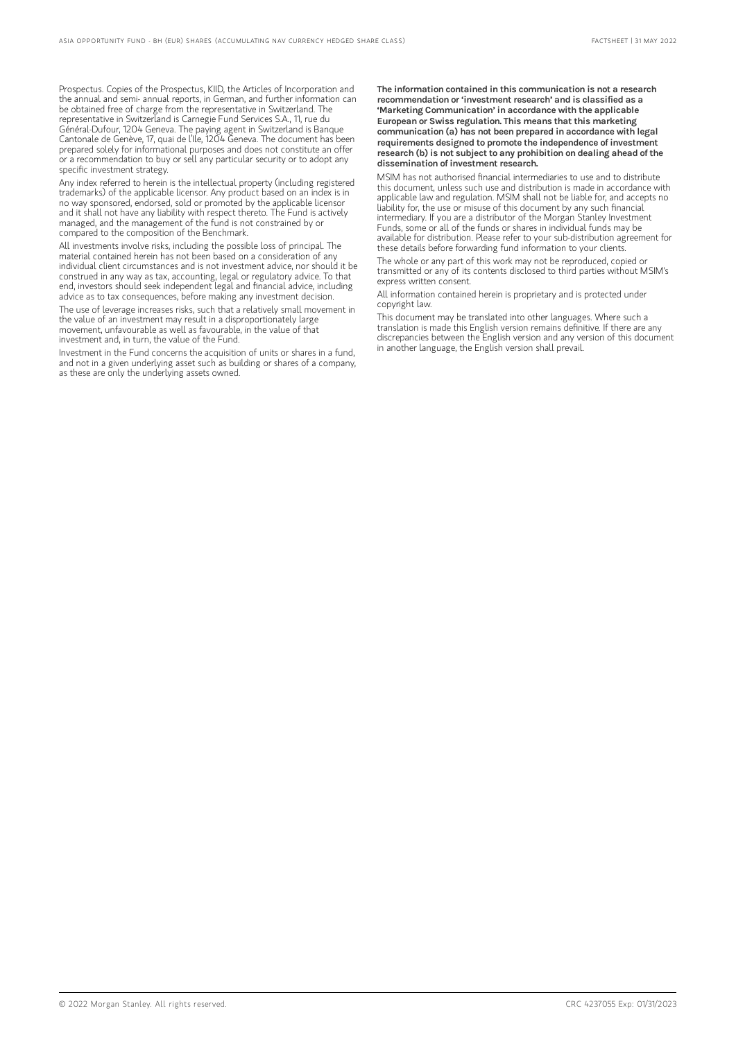Prospectus. Copies of the Prospectus, KIID, the Articles of Incorporation and the annual and semi- annual reports, in German, and further information can be obtained free of charge from the representative in Switzerland. The representative in Switzerland is Carnegie Fund Services S.A., 11, rue du Général-Dufour, 1204 Geneva. The paying agent in Switzerland is Banque Cantonale de Genève, 17, quai de l'Île, 1204 Geneva. The document has been prepared solely for informational purposes and does not constitute an offer or a recommendation to buy or sell any particular security or to adopt any specific investment strategy.

Any index referred to herein is the intellectual property (including registered trademarks) of the applicable licensor. Any product based on an index is in no way sponsored, endorsed, sold or promoted by the applicable licensor and it shall not have any liability with respect thereto. The Fund is actively managed, and the management of the fund is not constrained by or compared to the composition of the Benchmark.

All investments involve risks, including the possible loss of principal. The material contained herein has not been based on a consideration of any individual client circumstances and is not investment advice, nor should it be construed in any way as tax, accounting, legal or regulatory advice. To that end, investors should seek independent legal and financial advice, including advice as to tax consequences, before making any investment decision.

The use of leverage increases risks, such that a relatively small movement in the value of an investment may result in a disproportionately large movement, unfavourable as well as favourable, in the value of that investment and, in turn, the value of the Fund.

Investment in the Fund concerns the acquisition of units or shares in a fund, and not in a given underlying asset such as building or shares of a company, as these are only the underlying assets owned.

**The information contained in this communication is not a research recommendation or 'investment research' and is classified as a 'Marketing Communication' in accordance with the applicable European or Swiss regulation. This means that this marketing communication (a) has not been prepared in accordance with legal requirements designed to promote the independence of investment research (b) is not subject to any prohibition on dealing ahead of the dissemination of investment research.**

MSIM has not authorised financial intermediaries to use and to distribute this document, unless such use and distribution is made in accordance with applicable law and regulation. MSIM shall not be liable for, and accepts no liability for, the use or misuse of this document by any such financial intermediary. If you are a distributor of the Morgan Stanley Investment Funds, some or all of the funds or shares in individual funds may be available for distribution. Please refer to your sub-distribution agreement for these details before forwarding fund information to your clients.

The whole or any part of this work may not be reproduced, copied or transmitted or any of its contents disclosed to third parties without MSIM's express written consent.

All information contained herein is proprietary and is protected under copyright law.

This document may be translated into other languages. Where such a translation is made this English version remains definitive. If there are any discrepancies between the English version and any version of this document in another language, the English version shall prevail.

© 2022 Morgan Stanley. All rights reserved.

CRC 4237055 Exp: 01/31/2023